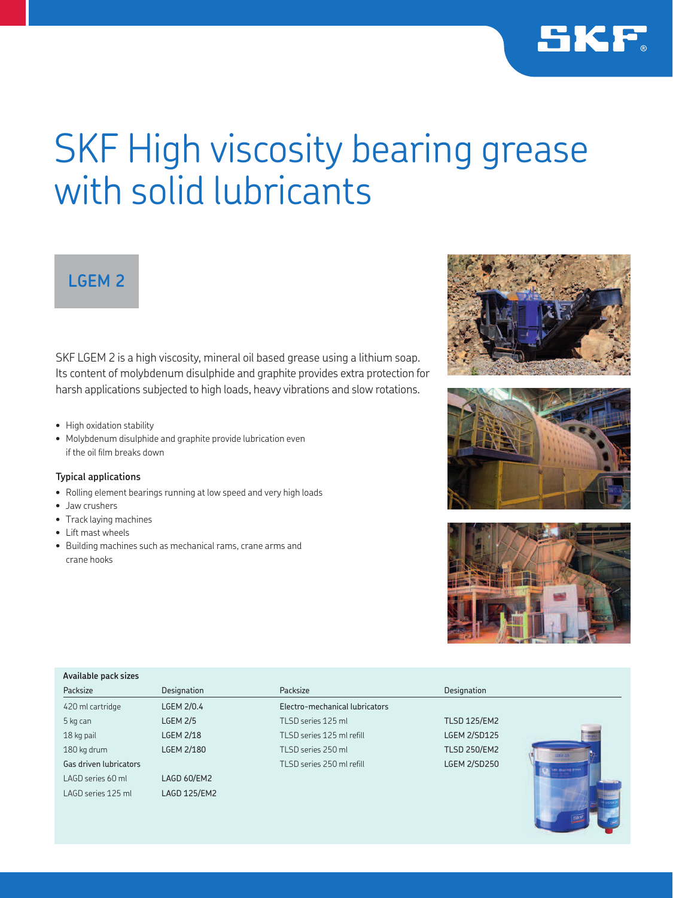# SKF High viscosity bearing grease with solid lubricants

## LGEM 2

SKF LGEM 2 is a high viscosity, mineral oil based grease using a lithium soap. Its content of molybdenum disulphide and graphite provides extra protection for harsh applications subjected to high loads, heavy vibrations and slow rotations.

- High oxidation stability
- Molybdenum disulphide and graphite provide lubrication even if the oil film breaks down

### Typical applications

- Rolling element bearings running at low speed and very high loads
- Jaw crushers
- Track laying machines
- Lift mast wheels
- Building machines such as mechanical rams, crane arms and crane hooks

**Available pack sizes**

| Packsize | Designation | Packsize | Designation |
|---|---|---|---|
| 420 ml cartridge | LGEM 2/0.4 | Electro-mechanical lubricators | |
| 5 kg can | LGEM 2/5 | TLSD series 125 ml | TLSD 125/EM2 |
| 18 kg pail | LGEM 2/18 | TLSD series 125 ml refill | LGEM 2/SD125 |
| 180 kg drum | LGEM 2/180 | TLSD series 250 ml | TLSD 250/EM2 |
| Gas driven lubricators | | TLSD series 250 ml refill | LGEM 2/SD250 |
| LAGD series 60 ml | LAGD 60/EM2 | | |
| LAGD series 125 ml | LAGD 125/EM2 | | |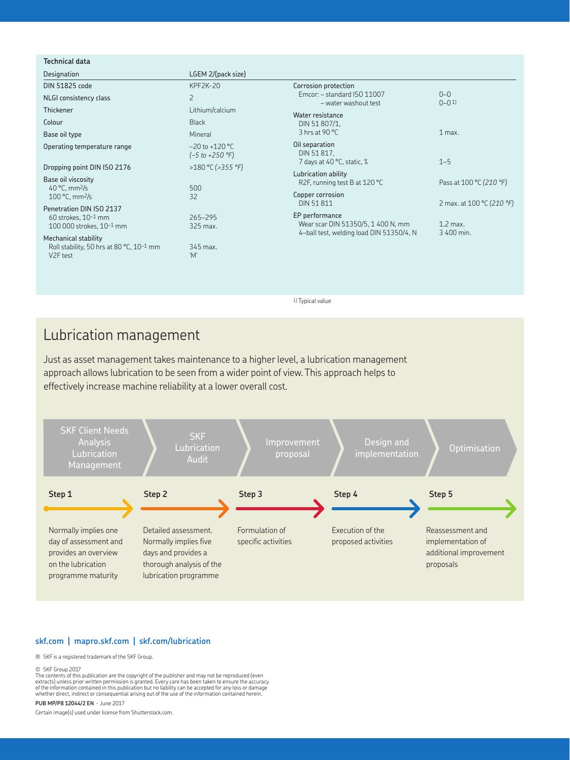## Technical data

| Designation | LGEM 2/(pack size) |
|---|---|
| DIN 51825 code | KPF2K-20 |
| NLGI consistency class | 2 |
| Thickener | Lithium/calcium |
| Colour | Black |
| Base oil type | Mineral |
| Operating temperature range | –20 to +120 °C *(–5 to +250 °F)* |
| Dropping point DIN ISO 2176 | >180 °C *(>355 °F)* |
| Base oil viscosity | |
| 40 °C, mm²/s | 500 |
| 100 °C, mm²/s | 32 |
| Penetration DIN ISO 2137 | |
| 60 strokes, 10⁻¹ mm | 265–295 |
| 100 000 strokes, 10⁻¹ mm | 325 max. |
| Mechanical stability | |
| Roll stability, 50 hrs at 80 °C, 10⁻¹ mm | 345 max. |
| V2F test | 'M' |
| Corrosion protection | |
| Emcor: – standard ISO 11007 | 0–0 |
| – water washout test | 0–0 [1] |
| Water resistance | |
| DIN 51 807/1, 3 hrs at 90 °C | 1 max. |
| Oil separation | |
| DIN 51 817, 7 days at 40 °C, static, % | 1–5 |
| Lubrication ability | |
| R2F, running test B at 120 °C | Pass at 100 °C *(210 °F)* |
| Copper corrosion | |
| DIN 51 811 | 2 max. at 100 °C *(210 °F)* |
| EP performance | |
| Wear scar DIN 51350/5, 1 400 N, mm | 1,2 max. |
| 4–ball test, welding load DIN 51350/4, N | 3 400 min. |

[1] Typical value

# Lubrication management

Just as asset management takes maintenance to a higher level, a lubrication management approach allows lubrication to be seen from a wider point of view. This approach helps to effectively increase machine reliability at a lower overall cost.

**Step 1** – SKF Client Needs Analysis Lubrication Management

Normally implies one day of assessment and provides an overview on the lubrication programme maturity

**Step 2** – SKF Lubrication Audit

Detailed assessment. Normally implies five days and provides a thorough analysis of the lubrication programme

**Step 3** – Improvement proposal

Formulation of specific activities

**Step 4** – Design and implementation

Execution of the proposed activities

**Step 5** – Optimisation

Reassessment and implementation of additional improvement proposals

**skf.com | mapro.skf.com | skf.com/lubrication**

® SKF is a registered trademark of the SKF Group.

© SKF Group 2017
The contents of this publication are the copyright of the publisher and may not be reproduced (even extracts) unless prior written permission is granted. Every care has been taken to ensure the accuracy of the information contained in this publication but no liability can be accepted for any loss or damage whether direct, indirect or consequential arising out of the use of the information contained herein.

**PUB MP/P8 12044/2 EN** · June 2017

Certain image(s) used under license from Shutterstock.com.